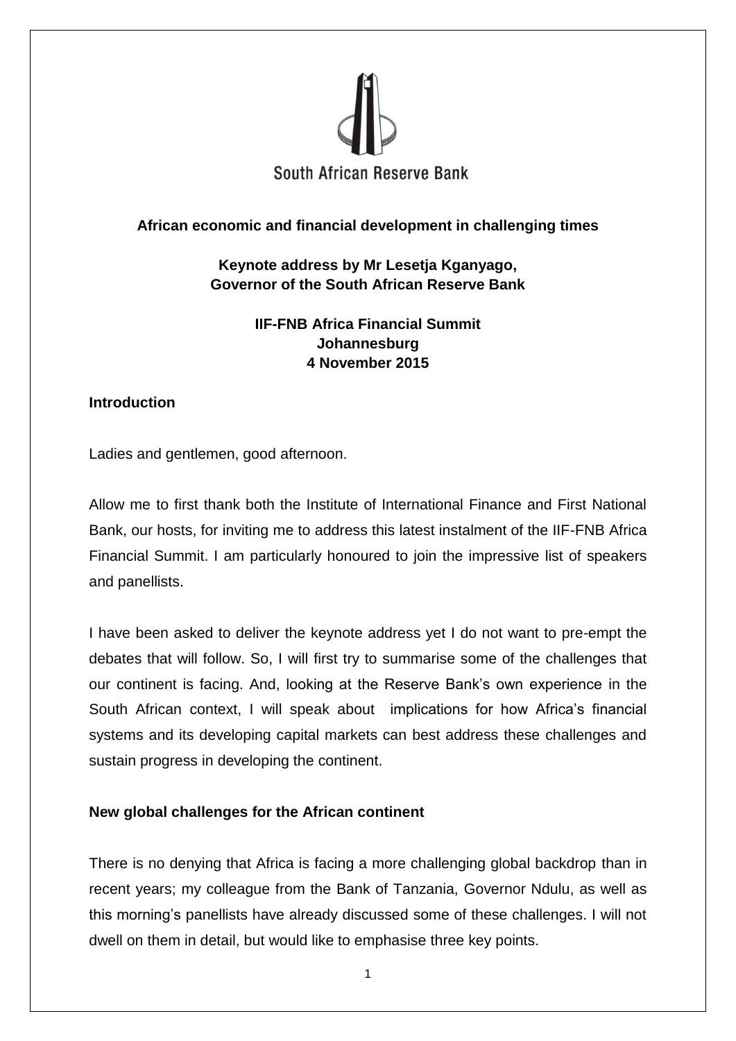South African Reserve Bank

**African economic and financial development in challenging times**

**Keynote address by Mr Lesetja Kganyago, Governor of the South African Reserve Bank**

**IIF-FNB Africa Financial Summit**
**Johannesburg**
**4 November 2015**

## Introduction

Ladies and gentlemen, good afternoon.

Allow me to first thank both the Institute of International Finance and First National Bank, our hosts, for inviting me to address this latest instalment of the IIF-FNB Africa Financial Summit. I am particularly honoured to join the impressive list of speakers and panellists.

I have been asked to deliver the keynote address yet I do not want to pre-empt the debates that will follow. So, I will first try to summarise some of the challenges that our continent is facing. And, looking at the Reserve Bank's own experience in the South African context, I will speak about implications for how Africa's financial systems and its developing capital markets can best address these challenges and sustain progress in developing the continent.

## New global challenges for the African continent

There is no denying that Africa is facing a more challenging global backdrop than in recent years; my colleague from the Bank of Tanzania, Governor Ndulu, as well as this morning's panellists have already discussed some of these challenges. I will not dwell on them in detail, but would like to emphasise three key points.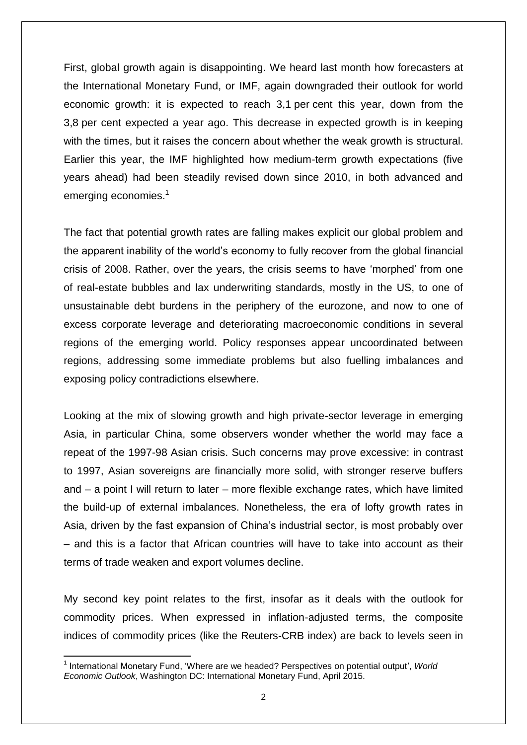First, global growth again is disappointing. We heard last month how forecasters at the International Monetary Fund, or IMF, again downgraded their outlook for world economic growth: it is expected to reach 3,1 per cent this year, down from the 3,8 per cent expected a year ago. This decrease in expected growth is in keeping with the times, but it raises the concern about whether the weak growth is structural. Earlier this year, the IMF highlighted how medium-term growth expectations (five years ahead) had been steadily revised down since 2010, in both advanced and emerging economies.[1]

The fact that potential growth rates are falling makes explicit our global problem and the apparent inability of the world's economy to fully recover from the global financial crisis of 2008. Rather, over the years, the crisis seems to have 'morphed' from one of real-estate bubbles and lax underwriting standards, mostly in the US, to one of unsustainable debt burdens in the periphery of the eurozone, and now to one of excess corporate leverage and deteriorating macroeconomic conditions in several regions of the emerging world. Policy responses appear uncoordinated between regions, addressing some immediate problems but also fuelling imbalances and exposing policy contradictions elsewhere.

Looking at the mix of slowing growth and high private-sector leverage in emerging Asia, in particular China, some observers wonder whether the world may face a repeat of the 1997-98 Asian crisis. Such concerns may prove excessive: in contrast to 1997, Asian sovereigns are financially more solid, with stronger reserve buffers and – a point I will return to later – more flexible exchange rates, which have limited the build-up of external imbalances. Nonetheless, the era of lofty growth rates in Asia, driven by the fast expansion of China's industrial sector, is most probably over – and this is a factor that African countries will have to take into account as their terms of trade weaken and export volumes decline.

My second key point relates to the first, insofar as it deals with the outlook for commodity prices. When expressed in inflation-adjusted terms, the composite indices of commodity prices (like the Reuters-CRB index) are back to levels seen in

[1] International Monetary Fund, 'Where are we headed? Perspectives on potential output', *World Economic Outlook*, Washington DC: International Monetary Fund, April 2015.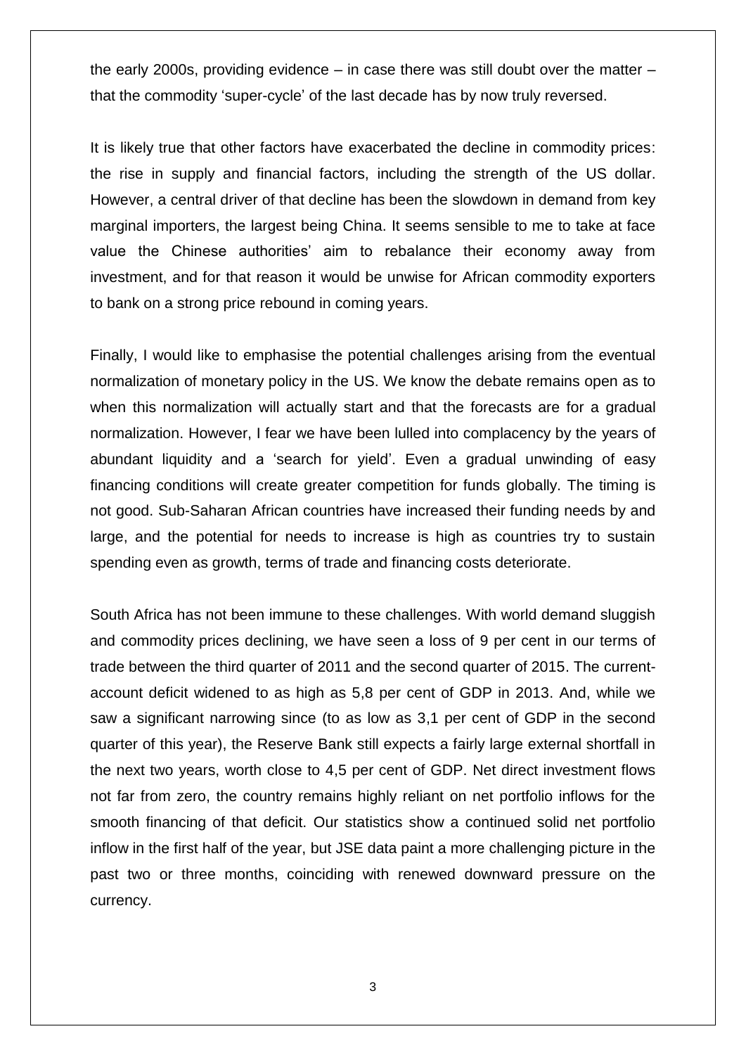the early 2000s, providing evidence – in case there was still doubt over the matter – that the commodity 'super-cycle' of the last decade has by now truly reversed.

It is likely true that other factors have exacerbated the decline in commodity prices: the rise in supply and financial factors, including the strength of the US dollar. However, a central driver of that decline has been the slowdown in demand from key marginal importers, the largest being China. It seems sensible to me to take at face value the Chinese authorities' aim to rebalance their economy away from investment, and for that reason it would be unwise for African commodity exporters to bank on a strong price rebound in coming years.

Finally, I would like to emphasise the potential challenges arising from the eventual normalization of monetary policy in the US. We know the debate remains open as to when this normalization will actually start and that the forecasts are for a gradual normalization. However, I fear we have been lulled into complacency by the years of abundant liquidity and a 'search for yield'. Even a gradual unwinding of easy financing conditions will create greater competition for funds globally. The timing is not good. Sub-Saharan African countries have increased their funding needs by and large, and the potential for needs to increase is high as countries try to sustain spending even as growth, terms of trade and financing costs deteriorate.

South Africa has not been immune to these challenges. With world demand sluggish and commodity prices declining, we have seen a loss of 9 per cent in our terms of trade between the third quarter of 2011 and the second quarter of 2015. The current-account deficit widened to as high as 5,8 per cent of GDP in 2013. And, while we saw a significant narrowing since (to as low as 3,1 per cent of GDP in the second quarter of this year), the Reserve Bank still expects a fairly large external shortfall in the next two years, worth close to 4,5 per cent of GDP. Net direct investment flows not far from zero, the country remains highly reliant on net portfolio inflows for the smooth financing of that deficit. Our statistics show a continued solid net portfolio inflow in the first half of the year, but JSE data paint a more challenging picture in the past two or three months, coinciding with renewed downward pressure on the currency.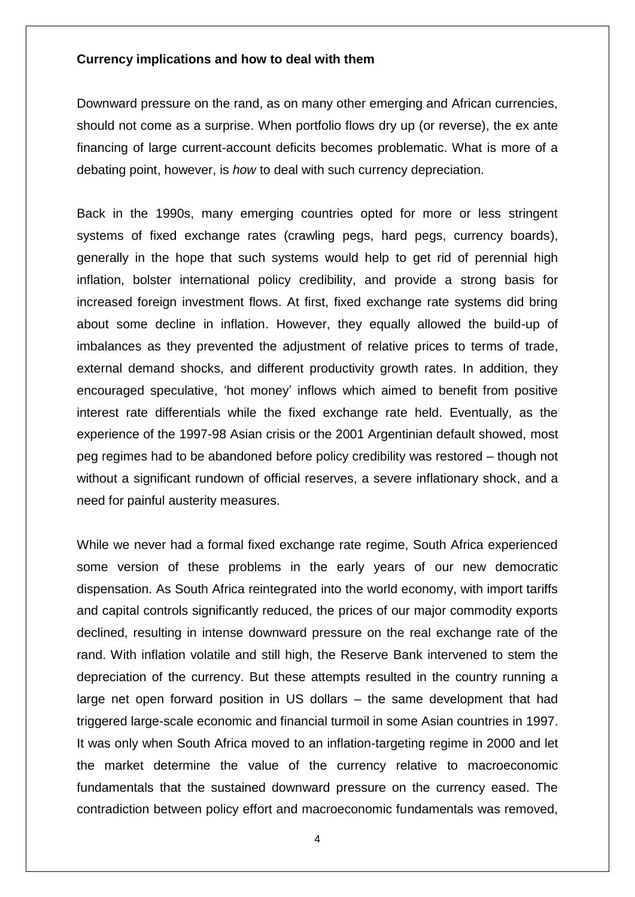**Currency implications and how to deal with them**

Downward pressure on the rand, as on many other emerging and African currencies, should not come as a surprise. When portfolio flows dry up (or reverse), the ex ante financing of large current-account deficits becomes problematic. What is more of a debating point, however, is *how* to deal with such currency depreciation.

Back in the 1990s, many emerging countries opted for more or less stringent systems of fixed exchange rates (crawling pegs, hard pegs, currency boards), generally in the hope that such systems would help to get rid of perennial high inflation, bolster international policy credibility, and provide a strong basis for increased foreign investment flows. At first, fixed exchange rate systems did bring about some decline in inflation. However, they equally allowed the build-up of imbalances as they prevented the adjustment of relative prices to terms of trade, external demand shocks, and different productivity growth rates. In addition, they encouraged speculative, 'hot money' inflows which aimed to benefit from positive interest rate differentials while the fixed exchange rate held. Eventually, as the experience of the 1997-98 Asian crisis or the 2001 Argentinian default showed, most peg regimes had to be abandoned before policy credibility was restored – though not without a significant rundown of official reserves, a severe inflationary shock, and a need for painful austerity measures.

While we never had a formal fixed exchange rate regime, South Africa experienced some version of these problems in the early years of our new democratic dispensation. As South Africa reintegrated into the world economy, with import tariffs and capital controls significantly reduced, the prices of our major commodity exports declined, resulting in intense downward pressure on the real exchange rate of the rand. With inflation volatile and still high, the Reserve Bank intervened to stem the depreciation of the currency. But these attempts resulted in the country running a large net open forward position in US dollars – the same development that had triggered large-scale economic and financial turmoil in some Asian countries in 1997. It was only when South Africa moved to an inflation-targeting regime in 2000 and let the market determine the value of the currency relative to macroeconomic fundamentals that the sustained downward pressure on the currency eased. The contradiction between policy effort and macroeconomic fundamentals was removed,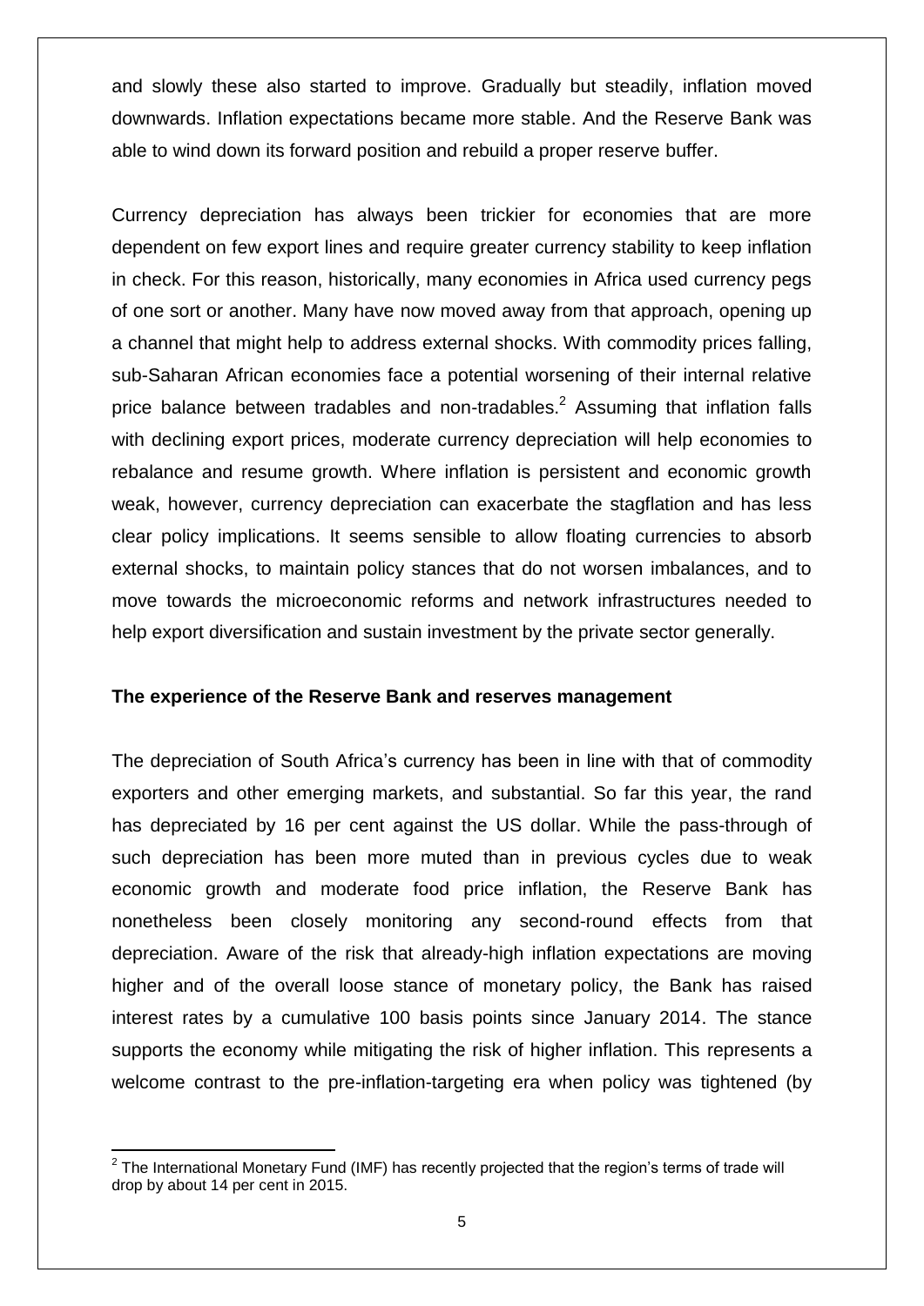and slowly these also started to improve. Gradually but steadily, inflation moved downwards. Inflation expectations became more stable. And the Reserve Bank was able to wind down its forward position and rebuild a proper reserve buffer.

Currency depreciation has always been trickier for economies that are more dependent on few export lines and require greater currency stability to keep inflation in check. For this reason, historically, many economies in Africa used currency pegs of one sort or another. Many have now moved away from that approach, opening up a channel that might help to address external shocks. With commodity prices falling, sub-Saharan African economies face a potential worsening of their internal relative price balance between tradables and non-tradables.[2] Assuming that inflation falls with declining export prices, moderate currency depreciation will help economies to rebalance and resume growth. Where inflation is persistent and economic growth weak, however, currency depreciation can exacerbate the stagflation and has less clear policy implications. It seems sensible to allow floating currencies to absorb external shocks, to maintain policy stances that do not worsen imbalances, and to move towards the microeconomic reforms and network infrastructures needed to help export diversification and sustain investment by the private sector generally.

**The experience of the Reserve Bank and reserves management**

The depreciation of South Africa's currency has been in line with that of commodity exporters and other emerging markets, and substantial. So far this year, the rand has depreciated by 16 per cent against the US dollar. While the pass-through of such depreciation has been more muted than in previous cycles due to weak economic growth and moderate food price inflation, the Reserve Bank has nonetheless been closely monitoring any second-round effects from that depreciation. Aware of the risk that already-high inflation expectations are moving higher and of the overall loose stance of monetary policy, the Bank has raised interest rates by a cumulative 100 basis points since January 2014. The stance supports the economy while mitigating the risk of higher inflation. This represents a welcome contrast to the pre-inflation-targeting era when policy was tightened (by

[2] The International Monetary Fund (IMF) has recently projected that the region's terms of trade will drop by about 14 per cent in 2015.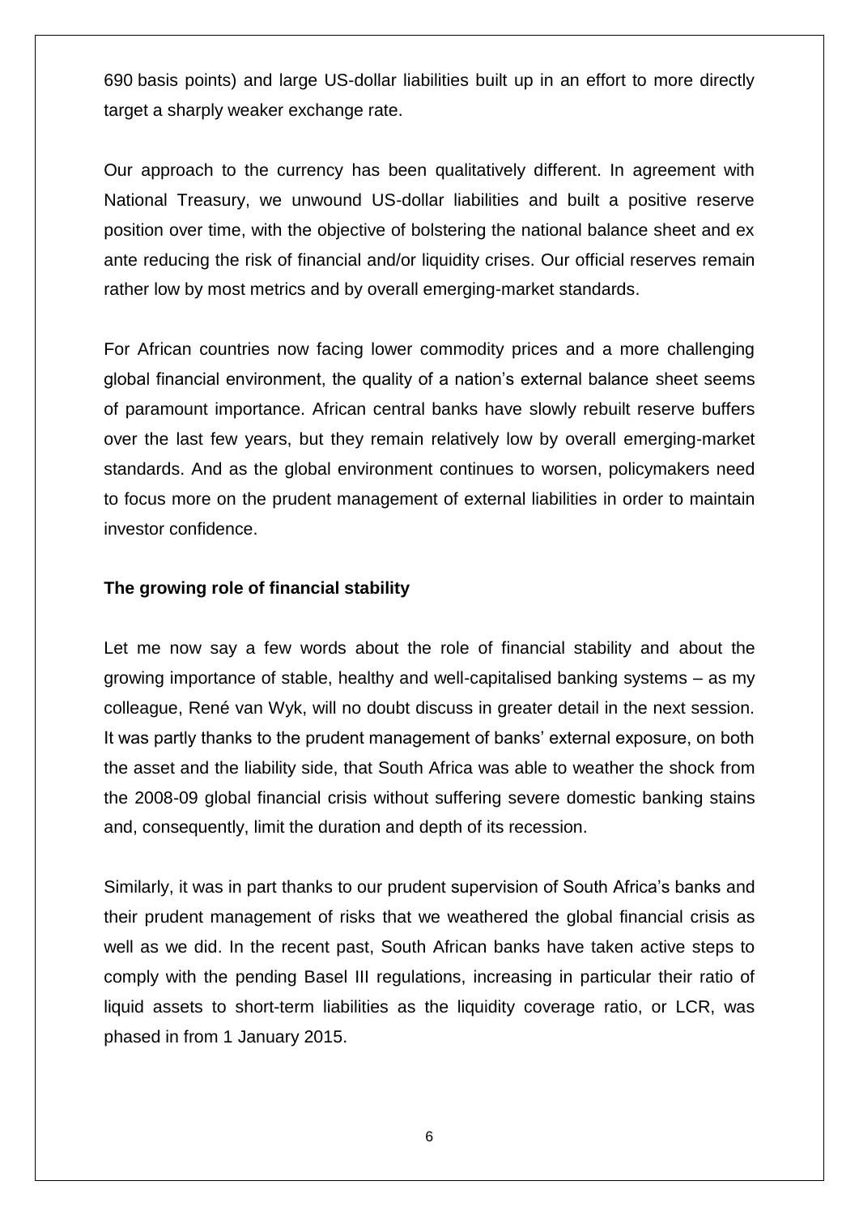690 basis points) and large US-dollar liabilities built up in an effort to more directly target a sharply weaker exchange rate.

Our approach to the currency has been qualitatively different. In agreement with National Treasury, we unwound US-dollar liabilities and built a positive reserve position over time, with the objective of bolstering the national balance sheet and ex ante reducing the risk of financial and/or liquidity crises. Our official reserves remain rather low by most metrics and by overall emerging-market standards.

For African countries now facing lower commodity prices and a more challenging global financial environment, the quality of a nation's external balance sheet seems of paramount importance. African central banks have slowly rebuilt reserve buffers over the last few years, but they remain relatively low by overall emerging-market standards. And as the global environment continues to worsen, policymakers need to focus more on the prudent management of external liabilities in order to maintain investor confidence.

**The growing role of financial stability**

Let me now say a few words about the role of financial stability and about the growing importance of stable, healthy and well-capitalised banking systems – as my colleague, René van Wyk, will no doubt discuss in greater detail in the next session. It was partly thanks to the prudent management of banks' external exposure, on both the asset and the liability side, that South Africa was able to weather the shock from the 2008-09 global financial crisis without suffering severe domestic banking stains and, consequently, limit the duration and depth of its recession.

Similarly, it was in part thanks to our prudent supervision of South Africa's banks and their prudent management of risks that we weathered the global financial crisis as well as we did. In the recent past, South African banks have taken active steps to comply with the pending Basel III regulations, increasing in particular their ratio of liquid assets to short-term liabilities as the liquidity coverage ratio, or LCR, was phased in from 1 January 2015.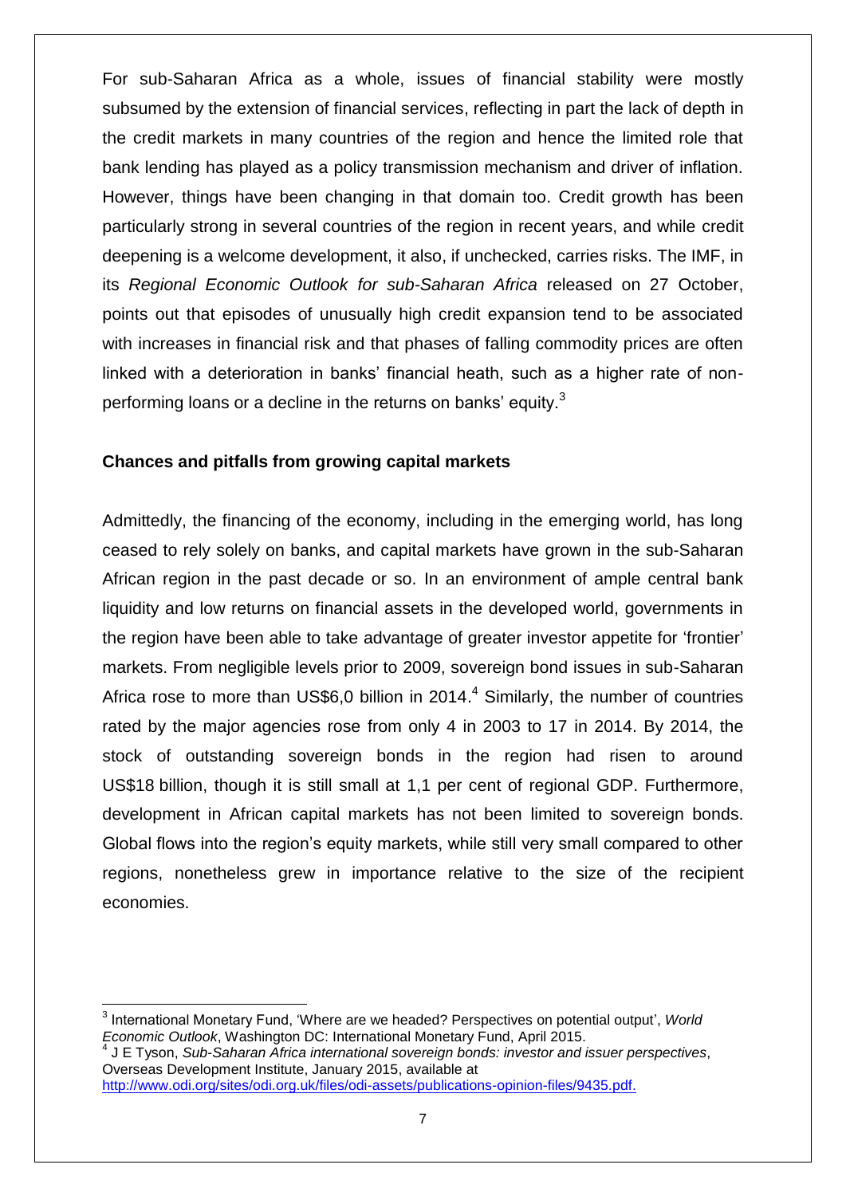For sub-Saharan Africa as a whole, issues of financial stability were mostly subsumed by the extension of financial services, reflecting in part the lack of depth in the credit markets in many countries of the region and hence the limited role that bank lending has played as a policy transmission mechanism and driver of inflation. However, things have been changing in that domain too. Credit growth has been particularly strong in several countries of the region in recent years, and while credit deepening is a welcome development, it also, if unchecked, carries risks. The IMF, in its *Regional Economic Outlook for sub-Saharan Africa* released on 27 October, points out that episodes of unusually high credit expansion tend to be associated with increases in financial risk and that phases of falling commodity prices are often linked with a deterioration in banks' financial heath, such as a higher rate of non-performing loans or a decline in the returns on banks' equity.[3]

**Chances and pitfalls from growing capital markets**

Admittedly, the financing of the economy, including in the emerging world, has long ceased to rely solely on banks, and capital markets have grown in the sub-Saharan African region in the past decade or so. In an environment of ample central bank liquidity and low returns on financial assets in the developed world, governments in the region have been able to take advantage of greater investor appetite for 'frontier' markets. From negligible levels prior to 2009, sovereign bond issues in sub-Saharan Africa rose to more than US$6,0 billion in 2014.[4] Similarly, the number of countries rated by the major agencies rose from only 4 in 2003 to 17 in 2014. By 2014, the stock of outstanding sovereign bonds in the region had risen to around US$18 billion, though it is still small at 1,1 per cent of regional GDP. Furthermore, development in African capital markets has not been limited to sovereign bonds. Global flows into the region's equity markets, while still very small compared to other regions, nonetheless grew in importance relative to the size of the recipient economies.

---

[3] International Monetary Fund, 'Where are we headed? Perspectives on potential output', *World Economic Outlook*, Washington DC: International Monetary Fund, April 2015.

[4] J E Tyson, *Sub-Saharan Africa international sovereign bonds: investor and issuer perspectives*, Overseas Development Institute, January 2015, available at http://www.odi.org/sites/odi.org.uk/files/odi-assets/publications-opinion-files/9435.pdf.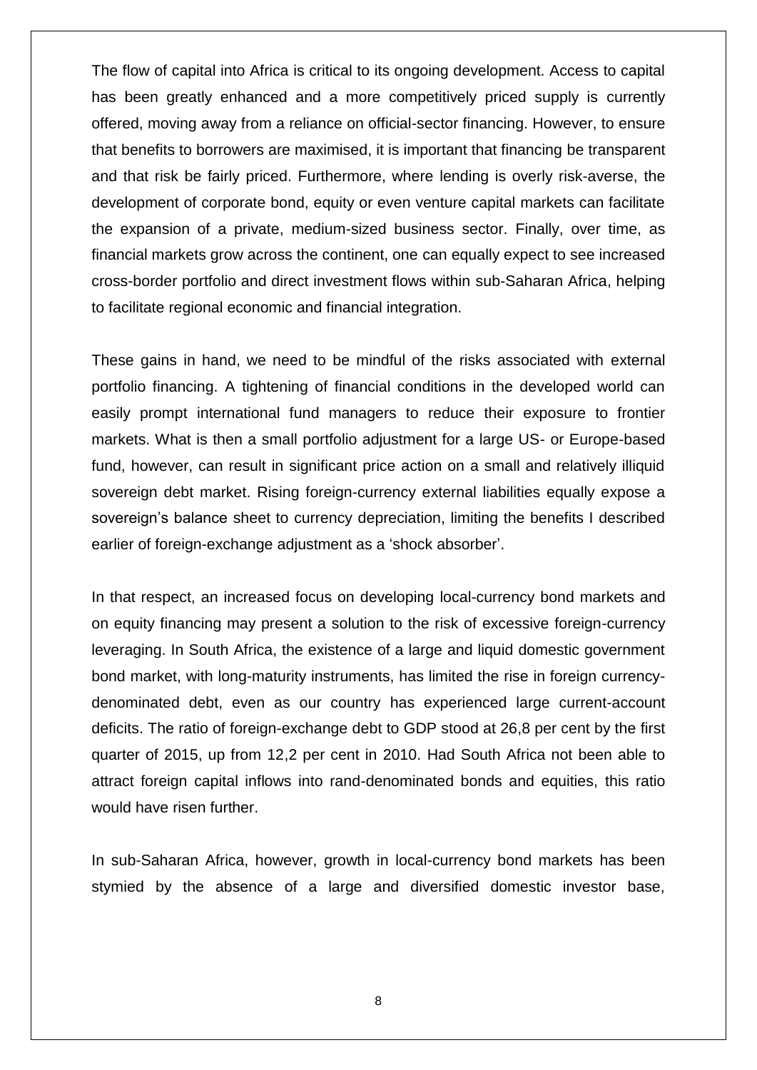The flow of capital into Africa is critical to its ongoing development. Access to capital has been greatly enhanced and a more competitively priced supply is currently offered, moving away from a reliance on official-sector financing. However, to ensure that benefits to borrowers are maximised, it is important that financing be transparent and that risk be fairly priced. Furthermore, where lending is overly risk-averse, the development of corporate bond, equity or even venture capital markets can facilitate the expansion of a private, medium-sized business sector. Finally, over time, as financial markets grow across the continent, one can equally expect to see increased cross-border portfolio and direct investment flows within sub-Saharan Africa, helping to facilitate regional economic and financial integration.

These gains in hand, we need to be mindful of the risks associated with external portfolio financing. A tightening of financial conditions in the developed world can easily prompt international fund managers to reduce their exposure to frontier markets. What is then a small portfolio adjustment for a large US- or Europe-based fund, however, can result in significant price action on a small and relatively illiquid sovereign debt market. Rising foreign-currency external liabilities equally expose a sovereign's balance sheet to currency depreciation, limiting the benefits I described earlier of foreign-exchange adjustment as a 'shock absorber'.

In that respect, an increased focus on developing local-currency bond markets and on equity financing may present a solution to the risk of excessive foreign-currency leveraging. In South Africa, the existence of a large and liquid domestic government bond market, with long-maturity instruments, has limited the rise in foreign currency-denominated debt, even as our country has experienced large current-account deficits. The ratio of foreign-exchange debt to GDP stood at 26,8 per cent by the first quarter of 2015, up from 12,2 per cent in 2010. Had South Africa not been able to attract foreign capital inflows into rand-denominated bonds and equities, this ratio would have risen further.

In sub-Saharan Africa, however, growth in local-currency bond markets has been stymied by the absence of a large and diversified domestic investor base,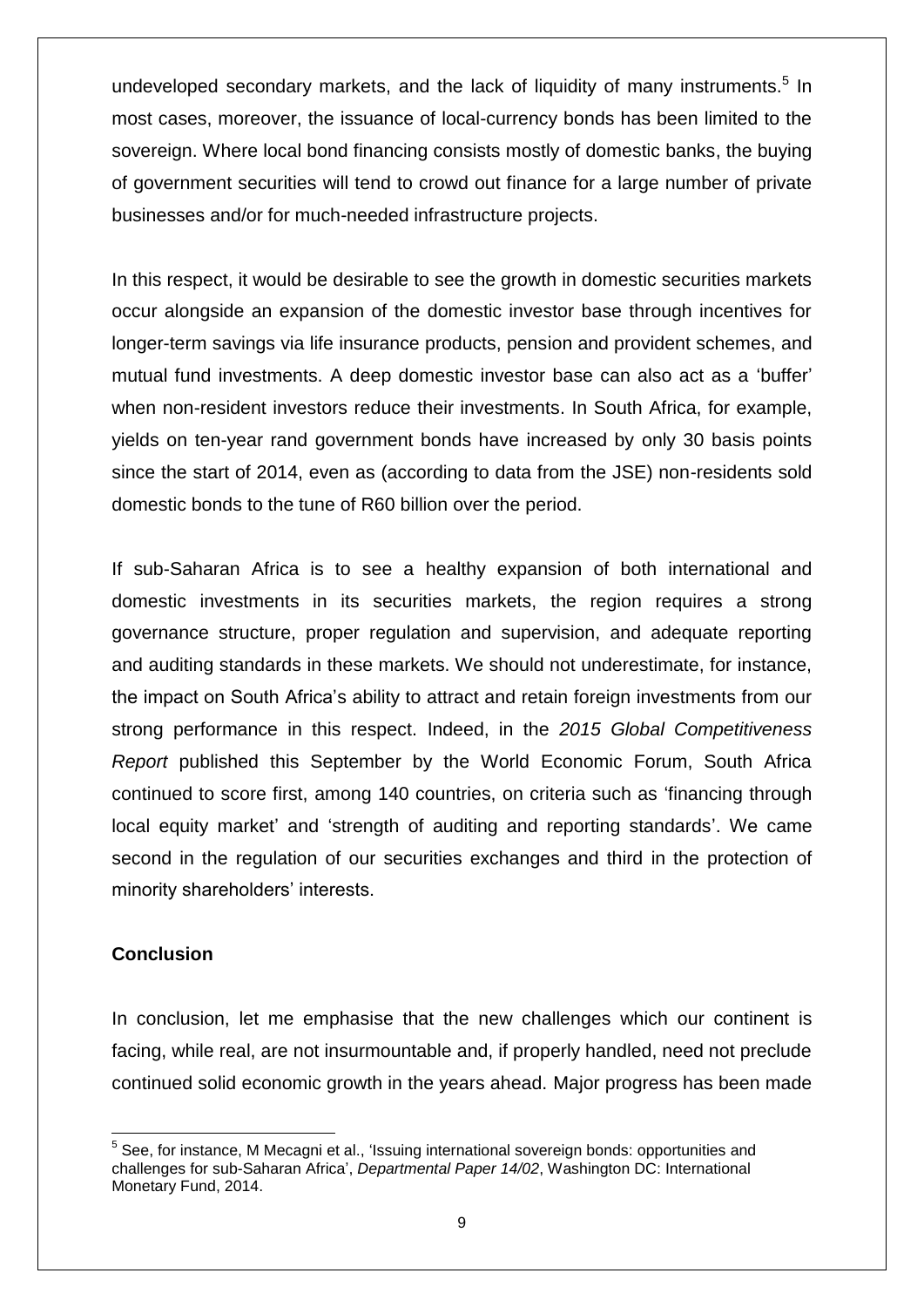undeveloped secondary markets, and the lack of liquidity of many instruments.[5] In most cases, moreover, the issuance of local-currency bonds has been limited to the sovereign. Where local bond financing consists mostly of domestic banks, the buying of government securities will tend to crowd out finance for a large number of private businesses and/or for much-needed infrastructure projects.

In this respect, it would be desirable to see the growth in domestic securities markets occur alongside an expansion of the domestic investor base through incentives for longer-term savings via life insurance products, pension and provident schemes, and mutual fund investments. A deep domestic investor base can also act as a 'buffer' when non-resident investors reduce their investments. In South Africa, for example, yields on ten-year rand government bonds have increased by only 30 basis points since the start of 2014, even as (according to data from the JSE) non-residents sold domestic bonds to the tune of R60 billion over the period.

If sub-Saharan Africa is to see a healthy expansion of both international and domestic investments in its securities markets, the region requires a strong governance structure, proper regulation and supervision, and adequate reporting and auditing standards in these markets. We should not underestimate, for instance, the impact on South Africa's ability to attract and retain foreign investments from our strong performance in this respect. Indeed, in the *2015 Global Competitiveness Report* published this September by the World Economic Forum, South Africa continued to score first, among 140 countries, on criteria such as 'financing through local equity market' and 'strength of auditing and reporting standards'. We came second in the regulation of our securities exchanges and third in the protection of minority shareholders' interests.

**Conclusion**

In conclusion, let me emphasise that the new challenges which our continent is facing, while real, are not insurmountable and, if properly handled, need not preclude continued solid economic growth in the years ahead. Major progress has been made

[5] See, for instance, M Mecagni et al., 'Issuing international sovereign bonds: opportunities and challenges for sub-Saharan Africa', *Departmental Paper 14/02*, Washington DC: International Monetary Fund, 2014.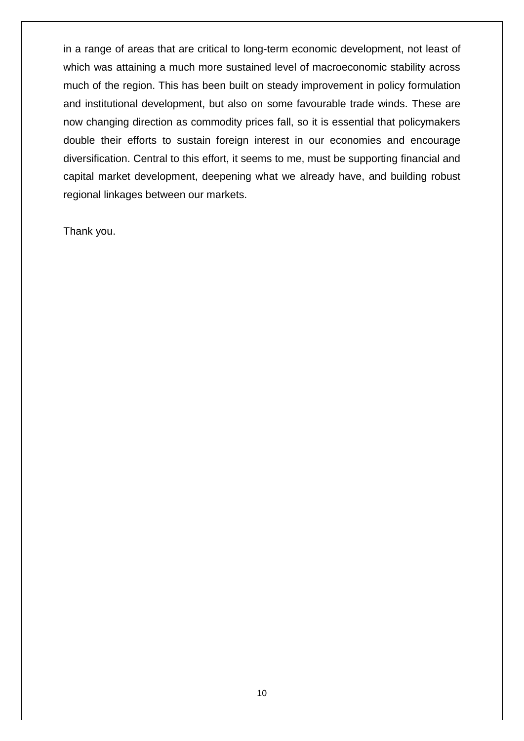in a range of areas that are critical to long-term economic development, not least of which was attaining a much more sustained level of macroeconomic stability across much of the region. This has been built on steady improvement in policy formulation and institutional development, but also on some favourable trade winds. These are now changing direction as commodity prices fall, so it is essential that policymakers double their efforts to sustain foreign interest in our economies and encourage diversification. Central to this effort, it seems to me, must be supporting financial and capital market development, deepening what we already have, and building robust regional linkages between our markets.

Thank you.